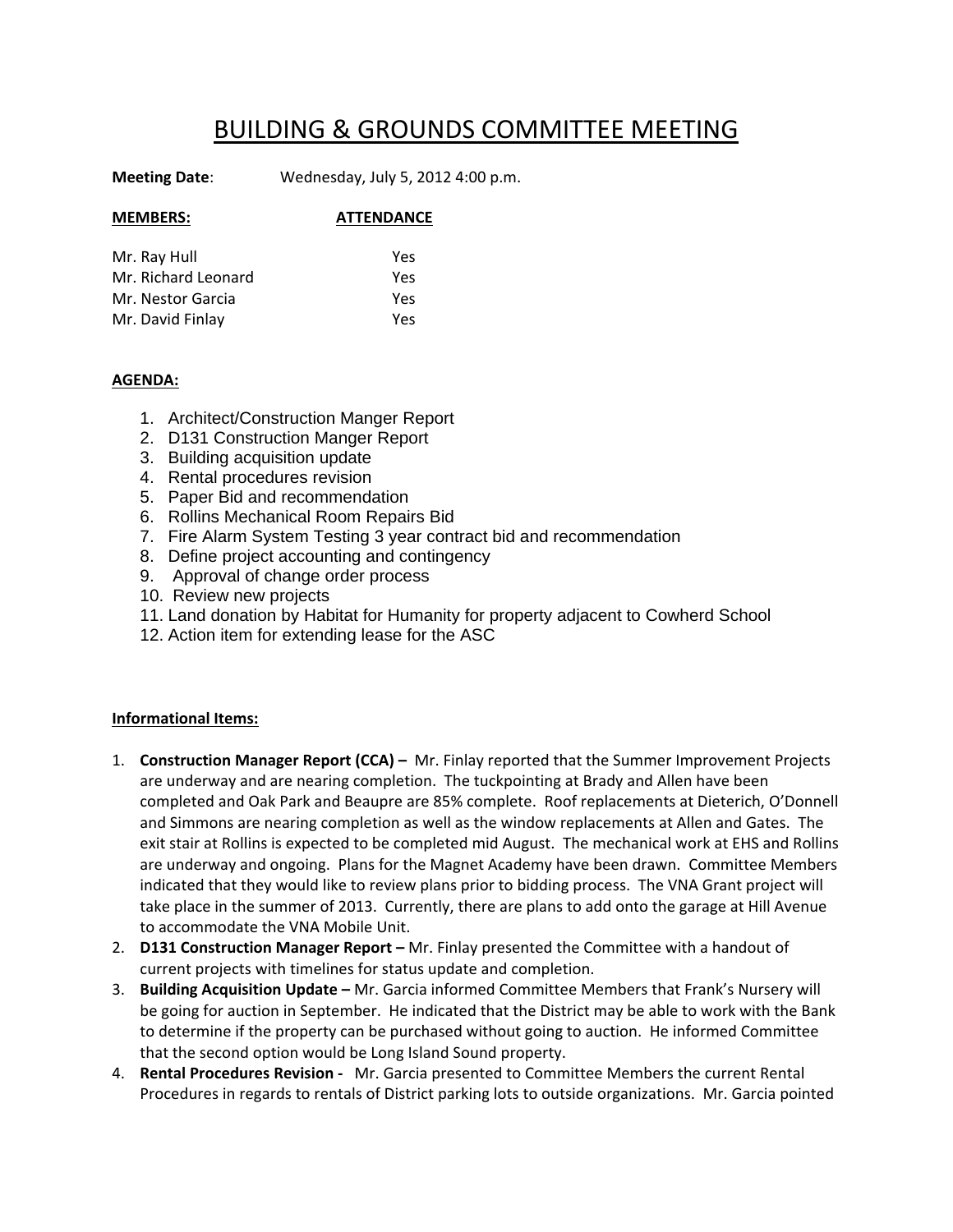# BUILDING & GROUNDS COMMITTEE MEETING

**Meeting Date**: Wednesday, July 5, 2012 4:00 p.m.

| **MEMBERS:** | **ATTENDANCE** |
|---|---|
| Mr. Ray Hull | Yes |
| Mr. Richard Leonard | Yes |
| Mr. Nestor Garcia | Yes |
| Mr. David Finlay | Yes |

**AGENDA:**

1. Architect/Construction Manger Report
2. D131 Construction Manger Report
3. Building acquisition update
4. Rental procedures revision
5. Paper Bid and recommendation
6. Rollins Mechanical Room Repairs Bid
7. Fire Alarm System Testing 3 year contract bid and recommendation
8. Define project accounting and contingency
9. Approval of change order process
10. Review new projects
11. Land donation by Habitat for Humanity for property adjacent to Cowherd School
12. Action item for extending lease for the ASC

**Informational Items:**

1. **Construction Manager Report (CCA) –** Mr. Finlay reported that the Summer Improvement Projects are underway and are nearing completion. The tuckpointing at Brady and Allen have been completed and Oak Park and Beaupre are 85% complete. Roof replacements at Dieterich, O'Donnell and Simmons are nearing completion as well as the window replacements at Allen and Gates. The exit stair at Rollins is expected to be completed mid August. The mechanical work at EHS and Rollins are underway and ongoing. Plans for the Magnet Academy have been drawn. Committee Members indicated that they would like to review plans prior to bidding process. The VNA Grant project will take place in the summer of 2013. Currently, there are plans to add onto the garage at Hill Avenue to accommodate the VNA Mobile Unit.
2. **D131 Construction Manager Report –** Mr. Finlay presented the Committee with a handout of current projects with timelines for status update and completion.
3. **Building Acquisition Update –** Mr. Garcia informed Committee Members that Frank's Nursery will be going for auction in September. He indicated that the District may be able to work with the Bank to determine if the property can be purchased without going to auction. He informed Committee that the second option would be Long Island Sound property.
4. **Rental Procedures Revision -** Mr. Garcia presented to Committee Members the current Rental Procedures in regards to rentals of District parking lots to outside organizations. Mr. Garcia pointed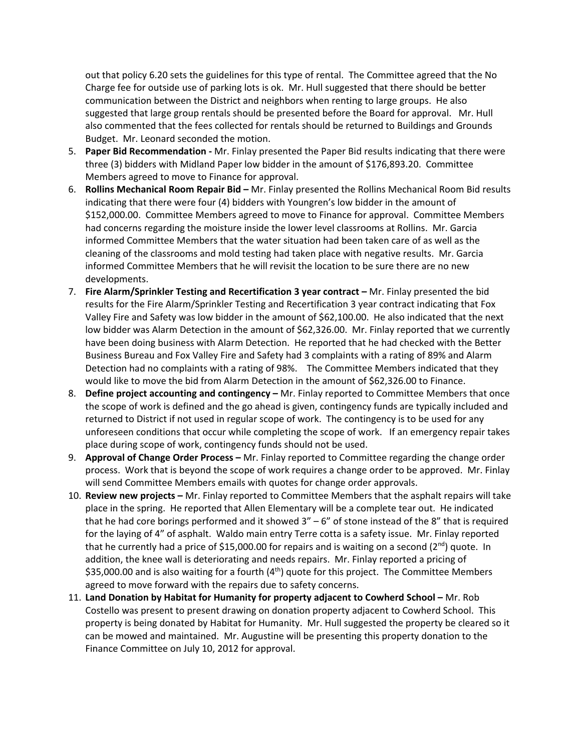out that policy 6.20 sets the guidelines for this type of rental. The Committee agreed that the No Charge fee for outside use of parking lots is ok. Mr. Hull suggested that there should be better communication between the District and neighbors when renting to large groups. He also suggested that large group rentals should be presented before the Board for approval. Mr. Hull also commented that the fees collected for rentals should be returned to Buildings and Grounds Budget. Mr. Leonard seconded the motion.

5. **Paper Bid Recommendation -** Mr. Finlay presented the Paper Bid results indicating that there were three (3) bidders with Midland Paper low bidder in the amount of $176,893.20. Committee Members agreed to move to Finance for approval.
6. **Rollins Mechanical Room Repair Bid –** Mr. Finlay presented the Rollins Mechanical Room Bid results indicating that there were four (4) bidders with Youngren's low bidder in the amount of $152,000.00. Committee Members agreed to move to Finance for approval. Committee Members had concerns regarding the moisture inside the lower level classrooms at Rollins. Mr. Garcia informed Committee Members that the water situation had been taken care of as well as the cleaning of the classrooms and mold testing had taken place with negative results. Mr. Garcia informed Committee Members that he will revisit the location to be sure there are no new developments.
7. **Fire Alarm/Sprinkler Testing and Recertification 3 year contract –** Mr. Finlay presented the bid results for the Fire Alarm/Sprinkler Testing and Recertification 3 year contract indicating that Fox Valley Fire and Safety was low bidder in the amount of $62,100.00. He also indicated that the next low bidder was Alarm Detection in the amount of $62,326.00. Mr. Finlay reported that we currently have been doing business with Alarm Detection. He reported that he had checked with the Better Business Bureau and Fox Valley Fire and Safety had 3 complaints with a rating of 89% and Alarm Detection had no complaints with a rating of 98%. The Committee Members indicated that they would like to move the bid from Alarm Detection in the amount of $62,326.00 to Finance.
8. **Define project accounting and contingency –** Mr. Finlay reported to Committee Members that once the scope of work is defined and the go ahead is given, contingency funds are typically included and returned to District if not used in regular scope of work. The contingency is to be used for any unforeseen conditions that occur while completing the scope of work. If an emergency repair takes place during scope of work, contingency funds should not be used.
9. **Approval of Change Order Process –** Mr. Finlay reported to Committee regarding the change order process. Work that is beyond the scope of work requires a change order to be approved. Mr. Finlay will send Committee Members emails with quotes for change order approvals.
10. **Review new projects –** Mr. Finlay reported to Committee Members that the asphalt repairs will take place in the spring. He reported that Allen Elementary will be a complete tear out. He indicated that he had core borings performed and it showed 3" – 6" of stone instead of the 8" that is required for the laying of 4" of asphalt. Waldo main entry Terre cotta is a safety issue. Mr. Finlay reported that he currently had a price of $15,000.00 for repairs and is waiting on a second (2nd) quote. In addition, the knee wall is deteriorating and needs repairs. Mr. Finlay reported a pricing of $35,000.00 and is also waiting for a fourth (4th) quote for this project. The Committee Members agreed to move forward with the repairs due to safety concerns.
11. **Land Donation by Habitat for Humanity for property adjacent to Cowherd School –** Mr. Rob Costello was present to present drawing on donation property adjacent to Cowherd School. This property is being donated by Habitat for Humanity. Mr. Hull suggested the property be cleared so it can be mowed and maintained. Mr. Augustine will be presenting this property donation to the Finance Committee on July 10, 2012 for approval.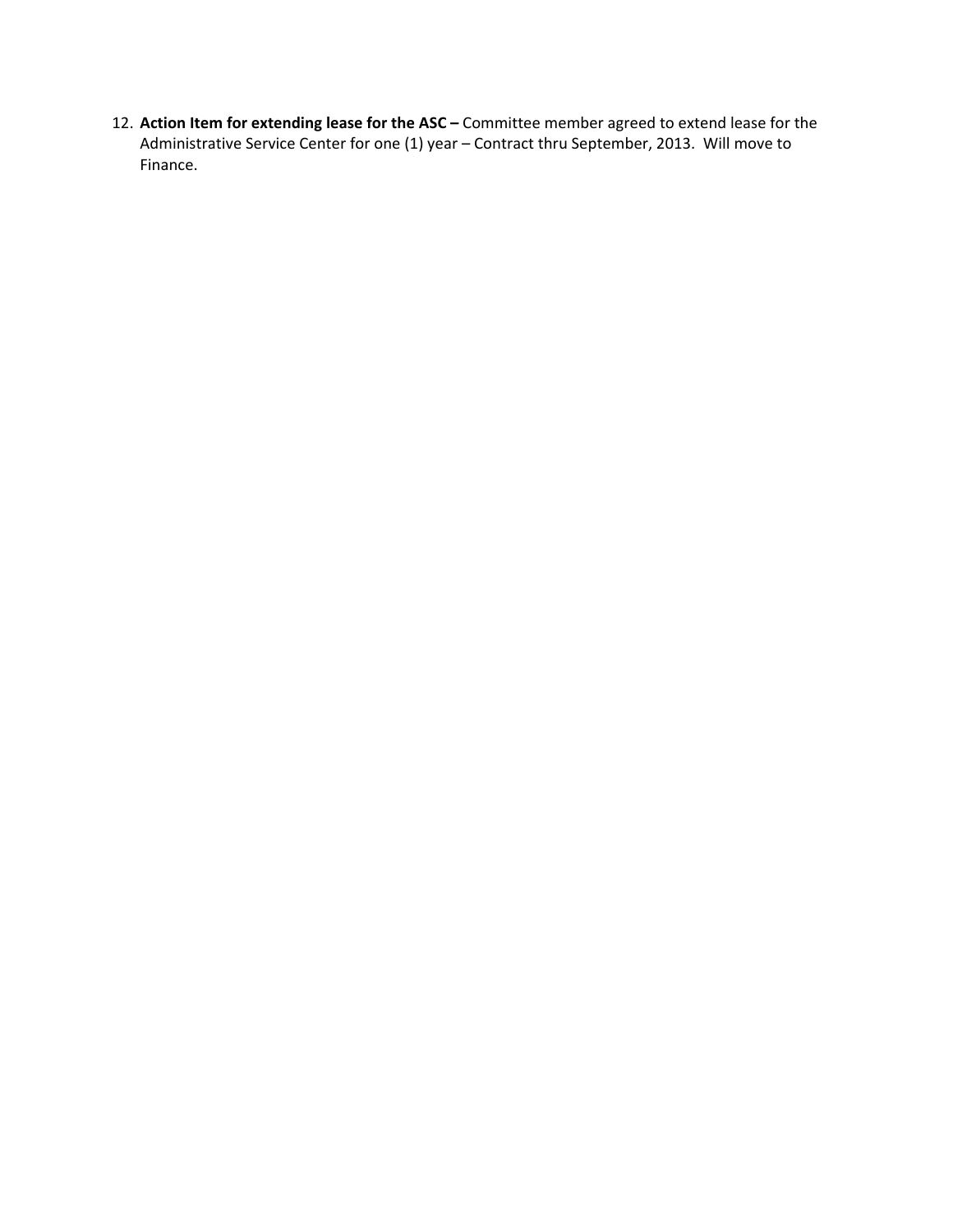12. **Action Item for extending lease for the ASC –** Committee member agreed to extend lease for the Administrative Service Center for one (1) year – Contract thru September, 2013. Will move to Finance.